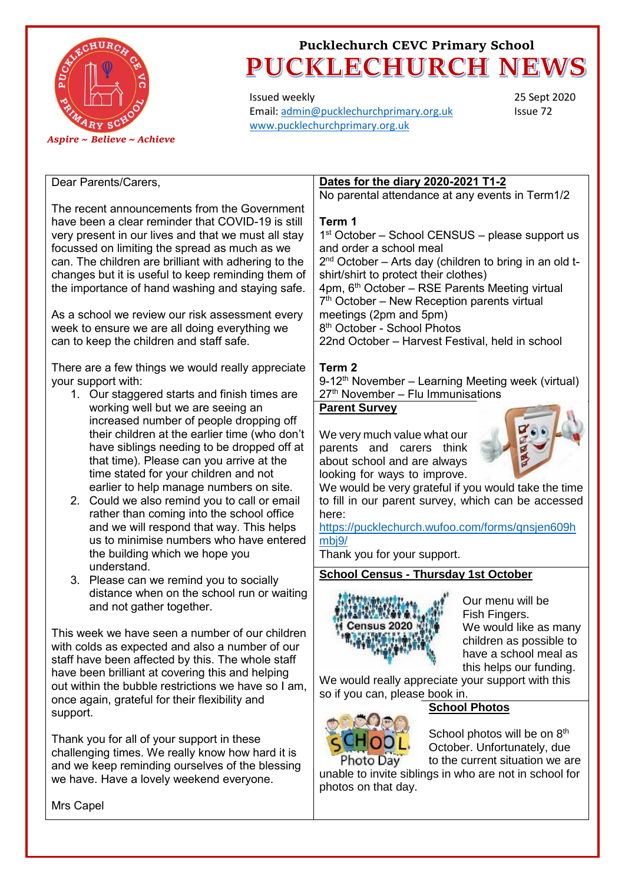Pucklechurch CEVC Primary School

# PUCKLECHURCH NEWS

Issued weekly
Email: admin@pucklechurchprimary.org.uk
www.pucklechurchprimary.org.uk

25 Sept 2020
Issue 72

*Aspire ~ Believe ~ Achieve*

Dear Parents/Carers,

The recent announcements from the Government have been a clear reminder that COVID-19 is still very present in our lives and that we must all stay focussed on limiting the spread as much as we can. The children are brilliant with adhering to the changes but it is useful to keep reminding them of the importance of hand washing and staying safe.

As a school we review our risk assessment every week to ensure we are all doing everything we can to keep the children and staff safe.

There are a few things we would really appreciate your support with:

1. Our staggered starts and finish times are working well but we are seeing an increased number of people dropping off their children at the earlier time (who don't have siblings needing to be dropped off at that time). Please can you arrive at the time stated for your children and not earlier to help manage numbers on site.
2. Could we also remind you to call or email rather than coming into the school office and we will respond that way. This helps us to minimise numbers who have entered the building which we hope you understand.
3. Please can we remind you to socially distance when on the school run or waiting and not gather together.

This week we have seen a number of our children with colds as expected and also a number of our staff have been affected by this. The whole staff have been brilliant at covering this and helping out within the bubble restrictions we have so I am, once again, grateful for their flexibility and support.

Thank you for all of your support in these challenging times. We really know how hard it is and we keep reminding ourselves of the blessing we have. Have a lovely weekend everyone.

Mrs Capel

## Dates for the diary 2020-2021 T1-2

No parental attendance at any events in Term1/2

**Term 1**

1st October – School CENSUS – please support us and order a school meal
2nd October – Arts day (children to bring in an old t-shirt/shirt to protect their clothes)
4pm, 6th October – RSE Parents Meeting virtual
7th October – New Reception parents virtual meetings (2pm and 5pm)
8th October - School Photos
22nd October – Harvest Festival, held in school

**Term 2**

9-12th November – Learning Meeting week (virtual)
27th November – Flu Immunisations

## Parent Survey

We very much value what our parents and carers think about school and are always looking for ways to improve. We would be very grateful if you would take the time to fill in our parent survey, which can be accessed here:
https://pucklechurch.wufoo.com/forms/qnsjen609hmbj9/
Thank you for your support.

## School Census - Thursday 1st October

Our menu will be Fish Fingers. We would like as many children as possible to have a school meal as this helps our funding. We would really appreciate your support with this so if you can, please book in.

## School Photos

School photos will be on 8th October. Unfortunately, due to the current situation we are unable to invite siblings in who are not in school for photos on that day.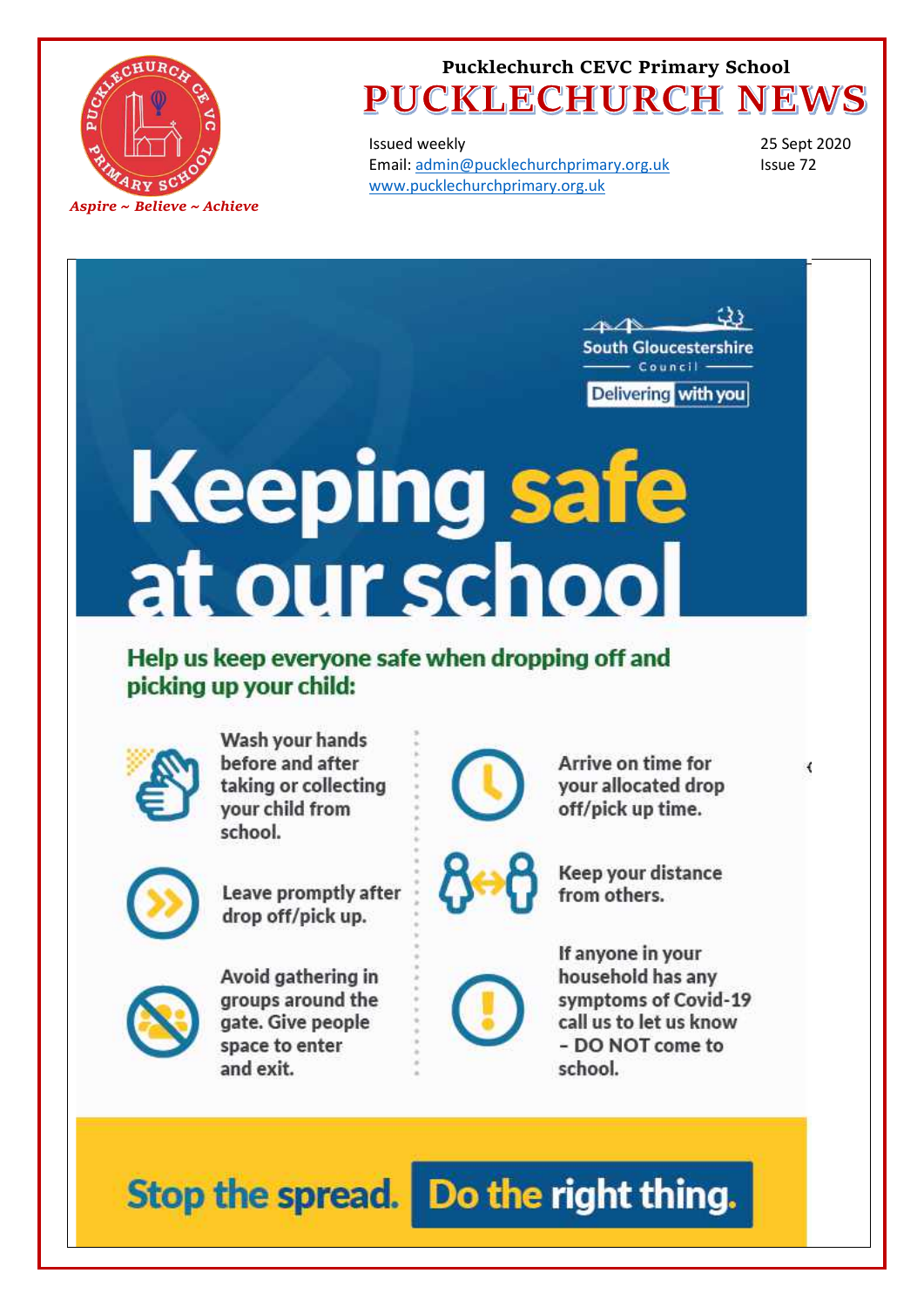Pucklechurch CEVC Primary School

# PUCKLECHURCH NEWS

Aspire ~ Believe ~ Achieve

Issued weekly
Email: admin@pucklechurchprimary.org.uk
www.pucklechurchprimary.org.uk

25 Sept 2020
Issue 72

South Gloucestershire Council
Delivering with you

# Keeping safe at our school

## Help us keep everyone safe when dropping off and picking up your child:

- Wash your hands before and after taking or collecting your child from school.
- Leave promptly after drop off/pick up.
- Avoid gathering in groups around the gate. Give people space to enter and exit.
- Arrive on time for your allocated drop off/pick up time.
- Keep your distance from others.
- If anyone in your household has any symptoms of Covid-19 call us to let us know – DO NOT come to school.

**Stop the spread. Do the right thing.**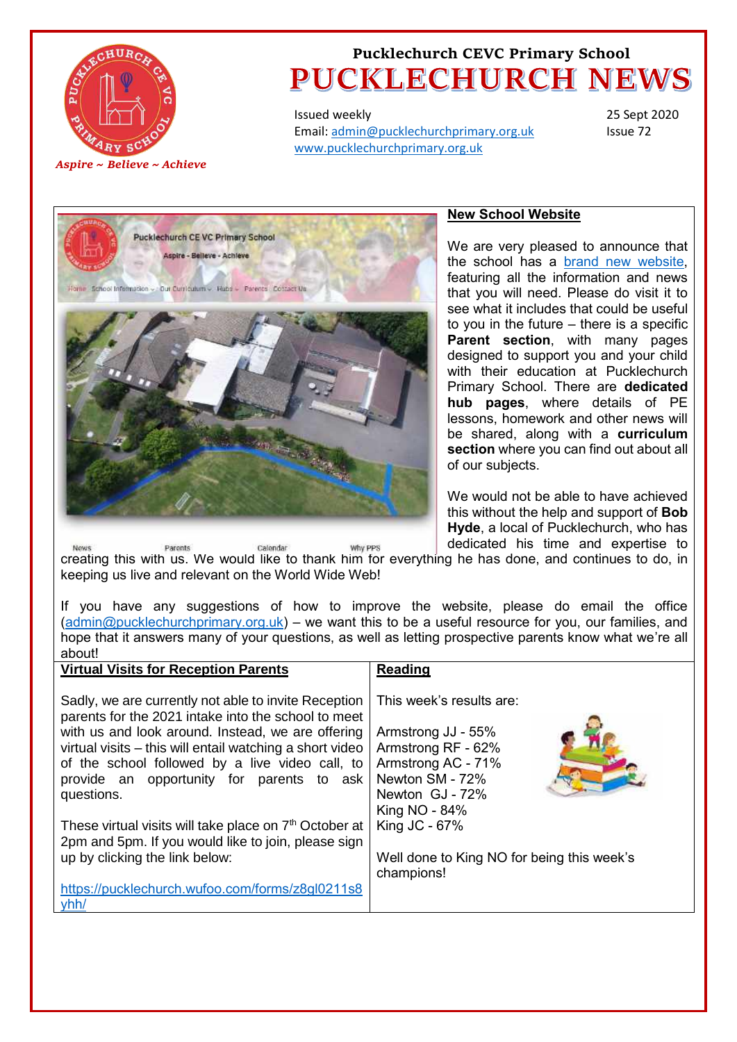Pucklechurch CEVC Primary School

# PUCKLECHURCH NEWS

*Aspire ~ Believe ~ Achieve*

Issued weekly
Email: admin@pucklechurchprimary.org.uk
www.pucklechurchprimary.org.uk

25 Sept 2020
Issue 72

## New School Website

We are very pleased to announce that the school has a brand new website, featuring all the information and news that you will need. Please do visit it to see what it includes that could be useful to you in the future – there is a specific **Parent section**, with many pages designed to support you and your child with their education at Pucklechurch Primary School. There are **dedicated hub pages**, where details of PE lessons, homework and other news will be shared, along with a **curriculum section** where you can find out about all of our subjects.

We would not be able to have achieved this without the help and support of **Bob Hyde**, a local of Pucklechurch, who has dedicated his time and expertise to creating this with us. We would like to thank him for everything he has done, and continues to do, in keeping us live and relevant on the World Wide Web!

If you have any suggestions of how to improve the website, please do email the office (admin@pucklechurchprimary.org.uk) – we want this to be a useful resource for you, our families, and hope that it answers many of your questions, as well as letting prospective parents know what we're all about!

## Virtual Visits for Reception Parents

Sadly, we are currently not able to invite Reception parents for the 2021 intake into the school to meet with us and look around. Instead, we are offering virtual visits – this will entail watching a short video of the school followed by a live video call, to provide an opportunity for parents to ask questions.

These virtual visits will take place on 7th October at 2pm and 5pm. If you would like to join, please sign up by clicking the link below:

https://pucklechurch.wufoo.com/forms/z8gl0211s8yhh/

## Reading

This week's results are:

Armstrong JJ - 55%
Armstrong RF - 62%
Armstrong AC - 71%
Newton SM - 72%
Newton GJ - 72%
King NO - 84%
King JC - 67%

Well done to King NO for being this week's champions!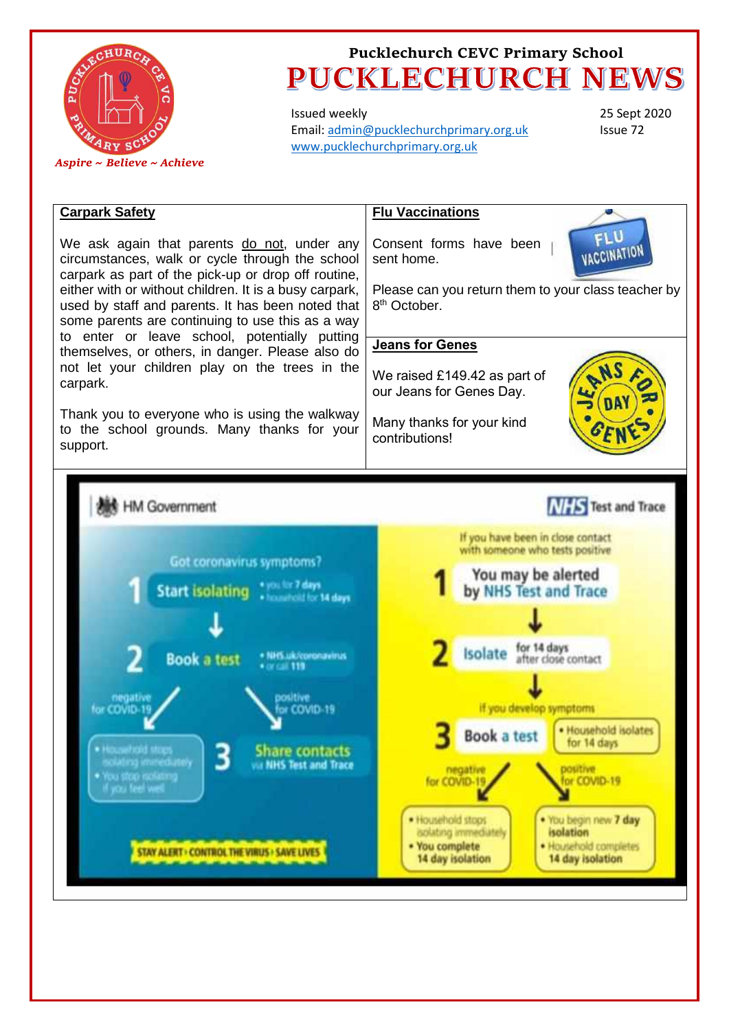Pucklechurch CEVC Primary School

# PUCKLECHURCH NEWS

Issued weekly
Email: admin@pucklechurchprimary.org.uk
www.pucklechurchprimary.org.uk

25 Sept 2020
Issue 72

*Aspire ~ Believe ~ Achieve*

## Carpark Safety

We ask again that parents do not, under any circumstances, walk or cycle through the school carpark as part of the pick-up or drop off routine, either with or without children. It is a busy carpark, used by staff and parents. It has been noted that some parents are continuing to use this as a way to enter or leave school, potentially putting themselves, or others, in danger. Please also do not let your children play on the trees in the carpark.

Thank you to everyone who is using the walkway to the school grounds. Many thanks for your support.

## Flu Vaccinations

Consent forms have been sent home.

Please can you return them to your class teacher by 8th October.

## Jeans for Genes

We raised £149.42 as part of our Jeans for Genes Day.

Many thanks for your kind contributions!

HM Government — NHS Test and Trace

Got coronavirus symptoms?

1. Start isolating
   - you for 7 days
   - household for 14 days
2. Book a test
   - NHS.uk/coronavirus
   - or call 119

negative for COVID-19:
- Household stops isolating immediately
- You stop isolating if you feel well

positive for COVID-19:

3. Share contacts via NHS Test and Trace

STAY ALERT › CONTROL THE VIRUS › SAVE LIVES

If you have been in close contact with someone who tests positive

1. You may be alerted by NHS Test and Trace
2. Isolate for 14 days after close contact

if you develop symptoms

3. Book a test
   - Household isolates for 14 days

negative for COVID-19:
- Household stops isolating immediately
- You complete 14 day isolation

positive for COVID-19:
- You begin new 7 day isolation
- Household completes 14 day isolation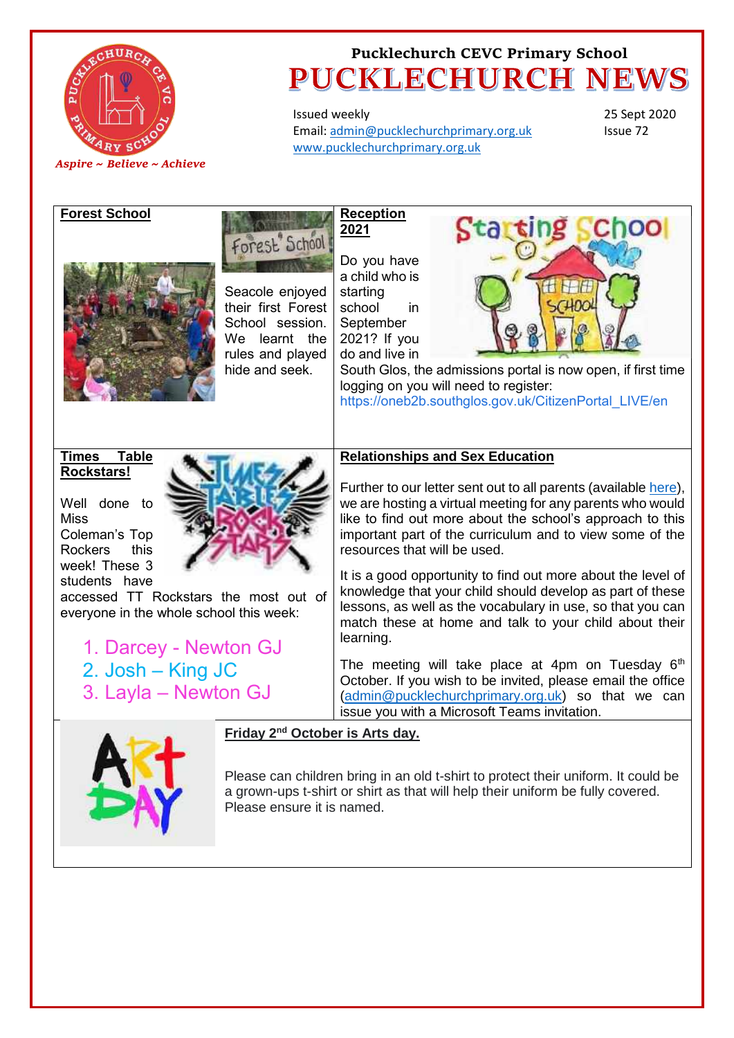Pucklechurch CEVC Primary School

# PUCKLECHURCH NEWS

*Aspire ~ Believe ~ Achieve*

Issued weekly
Email: admin@pucklechurchprimary.org.uk
www.pucklechurchprimary.org.uk

25 Sept 2020
Issue 72

## Forest School

Seacole enjoyed their first Forest School session. We learnt the rules and played hide and seek.

## Reception 2021

Do you have a child who is starting school in September 2021? If you do and live in South Glos, the admissions portal is now open, if first time logging on you will need to register: https://oneb2b.southglos.gov.uk/CitizenPortal_LIVE/en

## Times Table Rockstars!

Well done to Miss Coleman's Top Rockers this week! These 3 students have accessed TT Rockstars the most out of everyone in the whole school this week:

1. Darcey - Newton GJ
2. Josh – King JC
3. Layla – Newton GJ

## Relationships and Sex Education

Further to our letter sent out to all parents (available here), we are hosting a virtual meeting for any parents who would like to find out more about the school's approach to this important part of the curriculum and to view some of the resources that will be used.

It is a good opportunity to find out more about the level of knowledge that your child should develop as part of these lessons, as well as the vocabulary in use, so that you can match these at home and talk to your child about their learning.

The meeting will take place at 4pm on Tuesday 6th October. If you wish to be invited, please email the office (admin@pucklechurchprimary.org.uk) so that we can issue you with a Microsoft Teams invitation.

## Friday 2nd October is Arts day.

Please can children bring in an old t-shirt to protect their uniform. It could be a grown-ups t-shirt or shirt as that will help their uniform be fully covered. Please ensure it is named.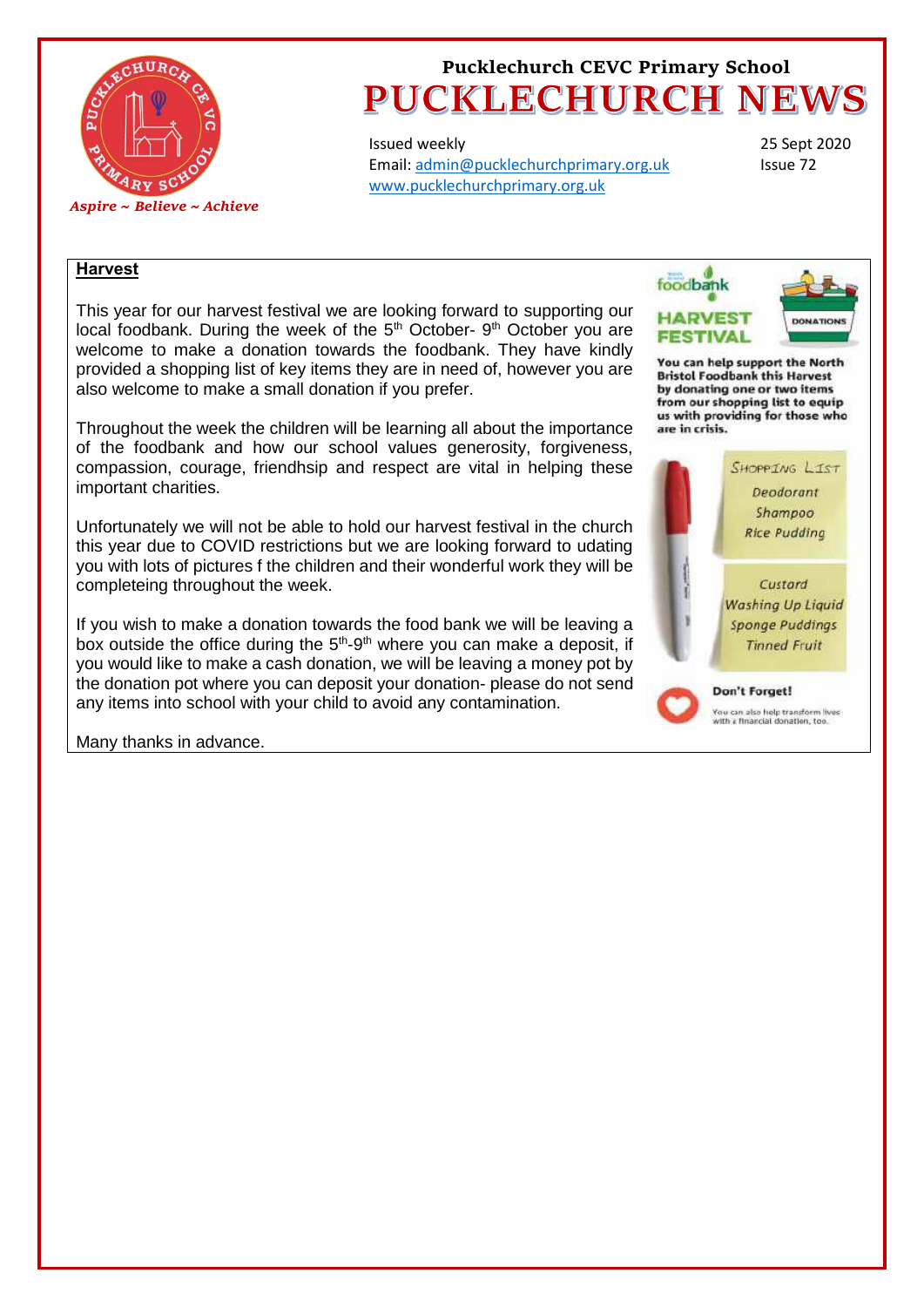Pucklechurch CEVC Primary School

# PUCKLECHURCH NEWS

Issued weekly
Email: admin@pucklechurchprimary.org.uk
www.pucklechurchprimary.org.uk

25 Sept 2020
Issue 72

*Aspire ~ Believe ~ Achieve*

## Harvest

This year for our harvest festival we are looking forward to supporting our local foodbank. During the week of the 5th October- 9th October you are welcome to make a donation towards the foodbank. They have kindly provided a shopping list of key items they are in need of, however you are also welcome to make a small donation if you prefer.

Throughout the week the children will be learning all about the importance of the foodbank and how our school values generosity, forgiveness, compassion, courage, friendhsip and respect are vital in helping these important charities.

Unfortunately we will not be able to hold our harvest festival in the church this year due to COVID restrictions but we are looking forward to udating you with lots of pictures f the children and their wonderful work they will be completeing throughout the week.

If you wish to make a donation towards the food bank we will be leaving a box outside the office during the 5th-9th where you can make a deposit, if you would like to make a cash donation, we will be leaving a money pot by the donation pot where you can deposit your donation- please do not send any items into school with your child to avoid any contamination.

Many thanks in advance.

foodbank

HARVEST FESTIVAL

DONATIONS

You can help support the North Bristol Foodbank this Harvest by donating one or two items from our shopping list to equip us with providing for those who are in crisis.

Shopping List

- Deodorant
- Shampoo
- Rice Pudding
- Custard
- Washing Up Liquid
- Sponge Puddings
- Tinned Fruit

Don't Forget!

You can also help transform lives with a financial donation, too.